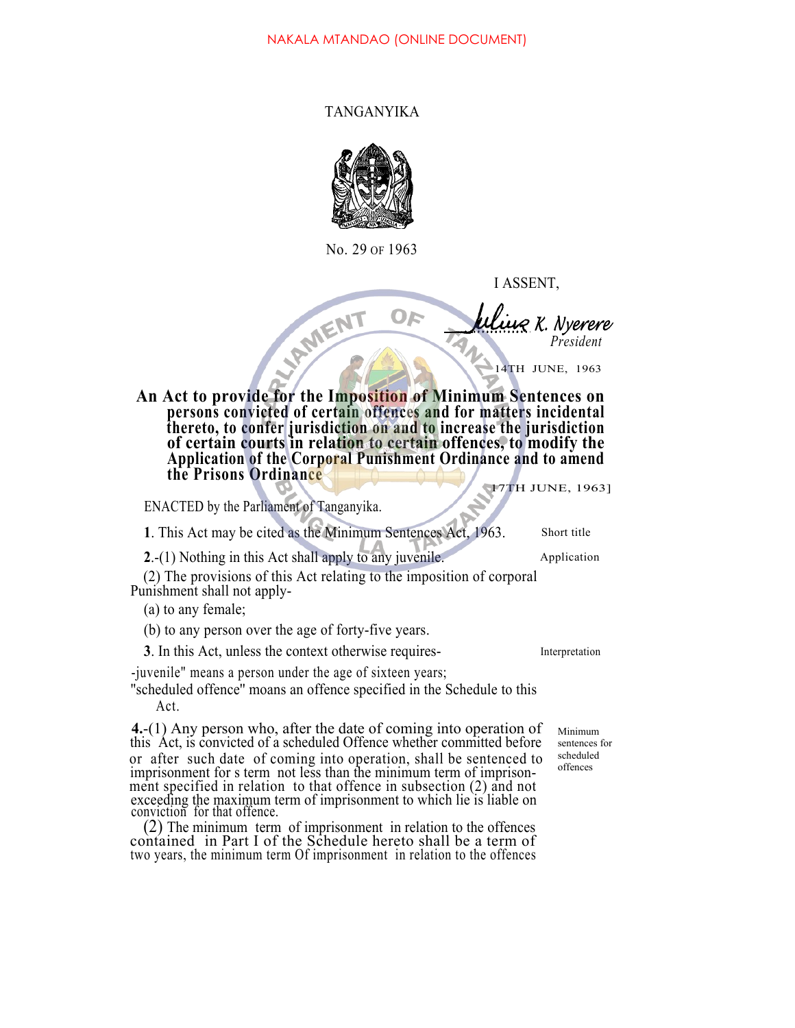NAKALA MTANDAO (ONLINE DOCUMENT)

TANGANYIKA

No. 29 OF 1963

I ASSENT,

Julius K. Nyerere
*President*

14TH JUNE, 1963

**An Act to provide for the Imposition of Minimum Sentences on persons convicted of certain offences and for matters incidental thereto, to confer jurisdiction on and to increase the jurisdiction of certain courts in relation to certain offences, to modify the Application of the Corporal Punishment Ordinance and to amend the Prisons Ordinance**

[17TH JUNE, 1963]

ENACTED by the Parliament of Tanganyika.

Short title

**1**. This Act may be cited as the Minimum Sentences Act, 1963.

Application

**2**.-(1) Nothing in this Act shall apply to any juvenile.

(2) The provisions of this Act relating to the imposition of corporal Punishment shall not apply-

(a) to any female;

(b) to any person over the age of forty-five years.

Interpretation

**3**. In this Act, unless the context otherwise requires-

-juvenile" means a person under the age of sixteen years;

"scheduled offence" moans an offence specified in the Schedule to this Act.

Minimum sentences for scheduled offences

**4.**-(1) Any person who, after the date of coming into operation of this Act, is convicted of a scheduled Offence whether committed before or after such date of coming into operation, shall be sentenced to imprisonment for s term not less than the minimum term of imprisonment specified in relation to that offence in subsection (2) and not exceeding the maximum term of imprisonment to which lie is liable on conviction for that offence.

(2) The minimum term of imprisonment in relation to the offences contained in Part I of the Schedule hereto shall be a term of two years, the minimum term Of imprisonment in relation to the offences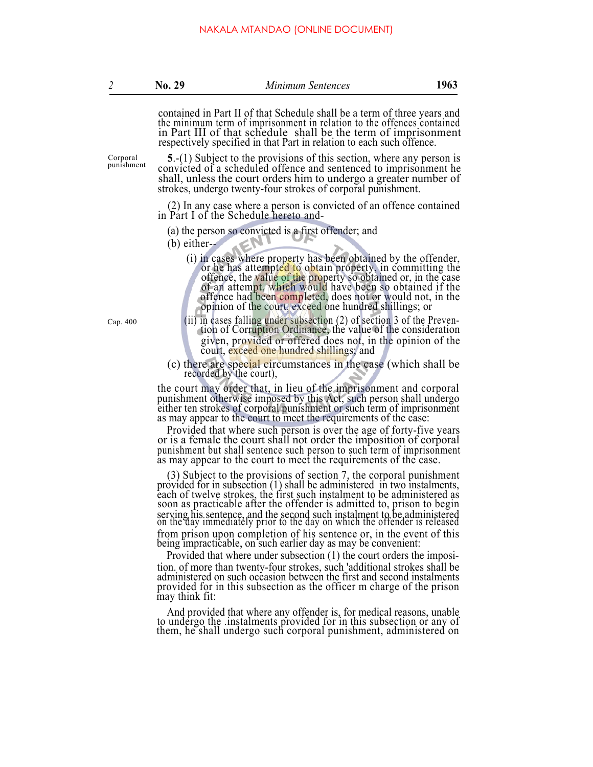contained in Part II of that Schedule shall be a term of three years and the minimum term of imprisonment in relation to the offences contained in Part III of that schedule shall be the term of imprisonment respectively specified in that Part in relation to each such offence.

Corporal punishment

**5**.-(1) Subject to the provisions of this section, where any person is convicted of a scheduled offence and sentenced to imprisonment he shall, unless the court orders him to undergo a greater number of strokes, undergo twenty-four strokes of corporal punishment.

(2) In any case where a person is convicted of an offence contained in Part I of the Schedule hereto and-

(a) the person so convicted is a first offender; and

(b) either--

(i) in cases where property has been obtained by the offender, or he has attempted to obtain property, in committing the offence, the value of the property so obtained or, in the case of an attempt, which would have been so obtained if the offence had been completed, does not or would not, in the opinion of the court, exceed one hundred shillings; or

Cap. 400

(ii) in cases falling under subsection (2) of section 3 of the Prevention of Corruption Ordinance, the value of the consideration given, provided or offered does not, in the opinion of the court, exceed one hundred shillings; and

(c) there are special circumstances in the case (which shall be recorded by the court),

the court may order that, in lieu of the imprisonment and corporal punishment otherwise imposed by this Act, such person shall undergo either ten strokes of corporal punishment or such term of imprisonment as may appear to the court to meet the requirements of the case:

Provided that where such person is over the age of forty-five years or is a female the court shall not order the imposition of corporal punishment but shall sentence such person to such term of imprisonment as may appear to the court to meet the requirements of the case.

(3) Subject to the provisions of section 7, the corporal punishment provided for in subsection (1) shall be administered in two instalments, each of twelve strokes, the first such instalment to be administered as soon as practicable after the offender is admitted to, prison to begin serving his sentence, and the second such instalment to be administered on the day immediately prior to the day on which the offender is released from prison upon completion of his sentence or, in the event of this being impracticable, on such earlier day as may be convenient:

Provided that where under subsection (1) the court orders the imposition. of more than twenty-four strokes, such 'additional strokes shall be administered on such occasion between the first and second instalments provided for in this subsection as the officer m charge of the prison may think fit:

And provided that where any offender is, for medical reasons, unable to undergo the .instalments provided for in this subsection or any of them, he shall undergo such corporal punishment, administered on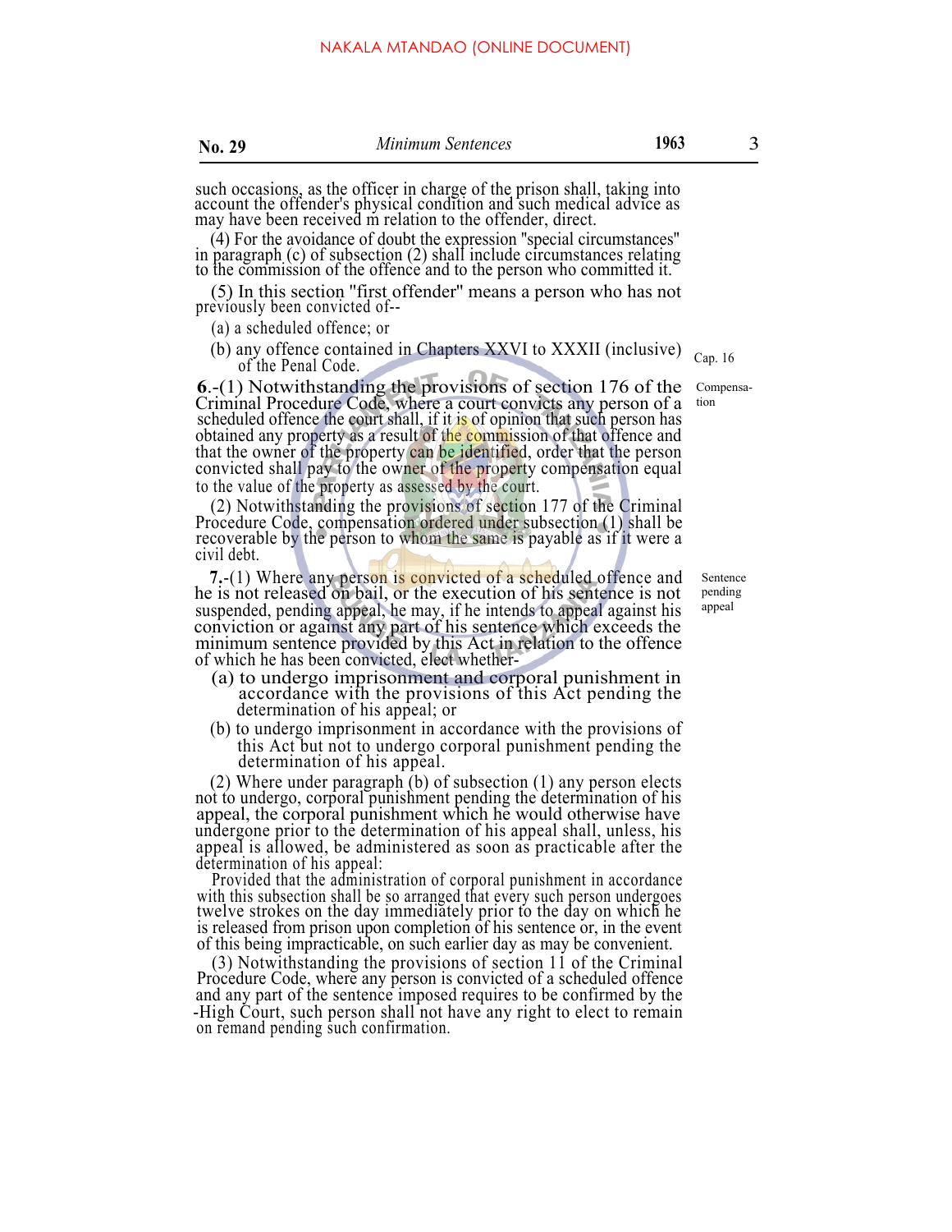such occasions, as the officer in charge of the prison shall, taking into account the offender's physical condition and such medical advice as may have been received m relation to the offender, direct.

(4) For the avoidance of doubt the expression "special circumstances" in paragraph (c) of subsection (2) shall include circumstances relating to the commission of the offence and to the person who committed it.

(5) In this section "first offender" means a person who has not previously been convicted of--

(a) a scheduled offence; or

(b) any offence contained in Chapters XXVI to XXXII (inclusive) of the Penal Code. *Cap. 16*

*Compensation*

**6**.-(1) Notwithstanding the provisions of section 176 of the Criminal Procedure Code, where a court convicts any person of a scheduled offence the court shall, if it is of opinion that such person has obtained any property as a result of the commission of that offence and that the owner of the property can be identified, order that the person convicted shall pay to the owner of the property compensation equal to the value of the property as assessed by the court.

(2) Notwithstanding the provisions of section 177 of the Criminal Procedure Code, compensation ordered under subsection (1) shall be recoverable by the person to whom the same is payable as if it were a civil debt.

*Sentence pending appeal*

**7**.-(1) Where any person is convicted of a scheduled offence and he is not released on bail, or the execution of his sentence is not suspended, pending appeal, he may, if he intends to appeal against his conviction or against any part of his sentence which exceeds the minimum sentence provided by this Act in relation to the offence of which he has been convicted, elect whether-

(a) to undergo imprisonment and corporal punishment in accordance with the provisions of this Act pending the determination of his appeal; or

(b) to undergo imprisonment in accordance with the provisions of this Act but not to undergo corporal punishment pending the determination of his appeal.

(2) Where under paragraph (b) of subsection (1) any person elects not to undergo, corporal punishment pending the determination of his appeal, the corporal punishment which he would otherwise have undergone prior to the determination of his appeal shall, unless, his appeal is allowed, be administered as soon as practicable after the determination of his appeal:

Provided that the administration of corporal punishment in accordance with this subsection shall be so arranged that every such person undergoes twelve strokes on the day immediately prior to the day on which he is released from prison upon completion of his sentence or, in the event of this being impracticable, on such earlier day as may be convenient.

(3) Notwithstanding the provisions of section 11 of the Criminal Procedure Code, where any person is convicted of a scheduled offence and any part of the sentence imposed requires to be confirmed by the -High Court, such person shall not have any right to elect to remain on remand pending such confirmation.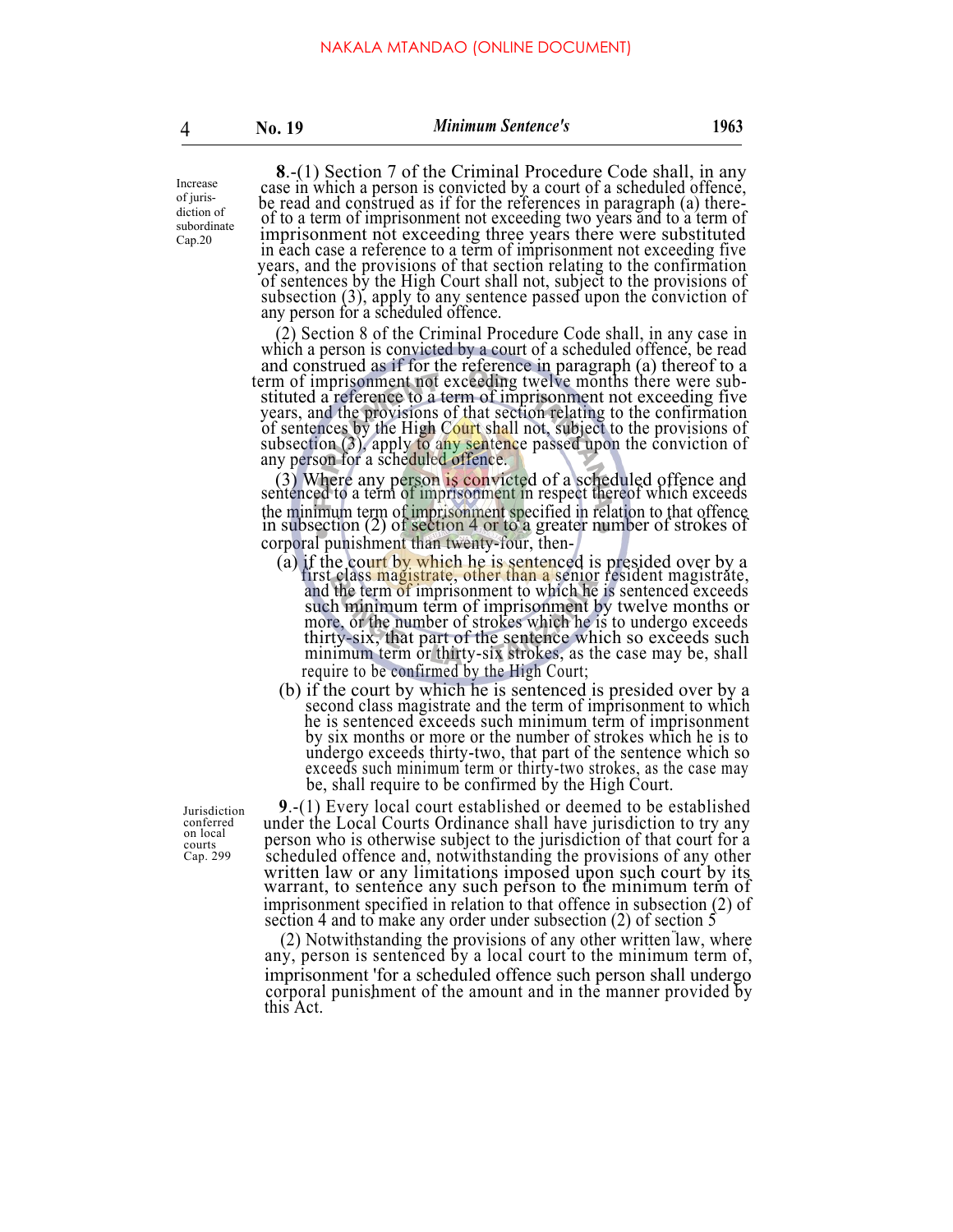Increase of jurisdiction of subordinate Cap.20

**8**.-(1) Section 7 of the Criminal Procedure Code shall, in any case in which a person is convicted by a court of a scheduled offence, be read and construed as if for the references in paragraph (a) thereof to a term of imprisonment not exceeding two years and to a term of imprisonment not exceeding three years there were substituted in each case a reference to a term of imprisonment not exceeding five years, and the provisions of that section relating to the confirmation of sentences by the High Court shall not, subject to the provisions of subsection (3), apply to any sentence passed upon the conviction of any person for a scheduled offence.

(2) Section 8 of the Criminal Procedure Code shall, in any case in which a person is convicted by a court of a scheduled offence, be read and construed as if for the reference in paragraph (a) thereof to a term of imprisonment not exceeding twelve months there were substituted a reference to a term of imprisonment not exceeding five years, and the provisions of that section relating to the confirmation of sentences by the High Court shall not, subject to the provisions of subsection (3), apply to any sentence passed upon the conviction of any person for a scheduled offence.

(3) Where any person is convicted of a scheduled offence and sentenced to a term of imprisonment in respect thereof which exceeds the minimum term of imprisonment specified in relation to that offence in subsection (2) of section 4 or to a greater number of strokes of corporal punishment than twenty-four, then-

(a) if the court by which he is sentenced is presided over by a first class magistrate, other than a senior resident magistrate, and the term of imprisonment to which he is sentenced exceeds such minimum term of imprisonment by twelve months or more, or the number of strokes which he is to undergo exceeds thirty-six, that part of the sentence which so exceeds such minimum term or thirty-six strokes, as the case may be, shall require to be confirmed by the High Court;

(b) if the court by which he is sentenced is presided over by a second class magistrate and the term of imprisonment to which he is sentenced exceeds such minimum term of imprisonment by six months or more or the number of strokes which he is to undergo exceeds thirty-two, that part of the sentence which so exceeds such minimum term or thirty-two strokes, as the case may be, shall require to be confirmed by the High Court.

Jurisdiction conferred on local courts Cap. 299

**9**.-(1) Every local court established or deemed to be established under the Local Courts Ordinance shall have jurisdiction to try any person who is otherwise subject to the jurisdiction of that court for a scheduled offence and, notwithstanding the provisions of any other written law or any limitations imposed upon such court by its warrant, to sentence any such person to the minimum term of imprisonment specified in relation to that offence in subsection (2) of section 4 and to make any order under subsection (2) of section 5

(2) Notwithstanding the provisions of any other written law, where any, person is sentenced by a local court to the minimum term of, imprisonment 'for a scheduled offence such person shall undergo corporal punishment of the amount and in the manner provided by this Act.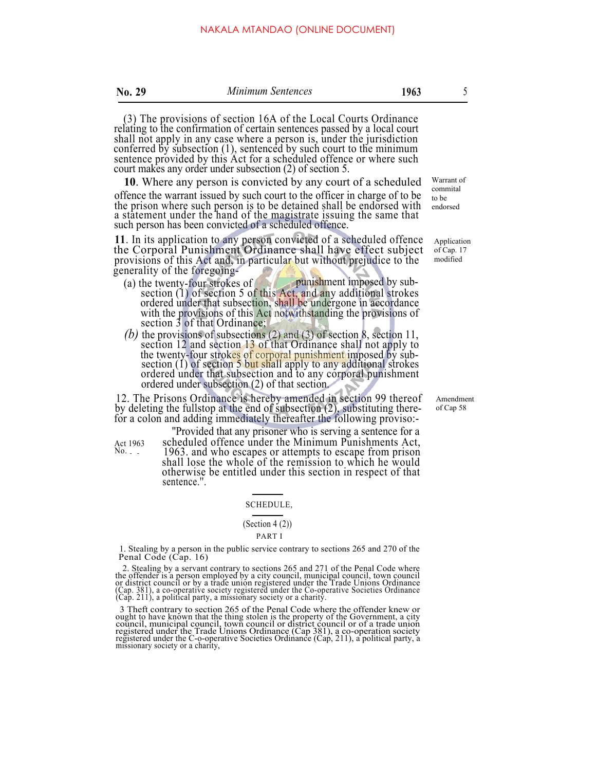(3) The provisions of section 16A of the Local Courts Ordinance relating to the confirmation of certain sentences passed by a local court shall not apply in any case where a person is, under the jurisdiction conferred by subsection (1), sentenced by such court to the minimum sentence provided by this Act for a scheduled offence or where such court makes any order under subsection (2) of section 5.

Warrant of commital to be endorsed

**10**. Where any person is convicted by any court of a scheduled offence the warrant issued by such court to the officer in charge of to be the prison where such person is to be detained shall be endorsed with a statement under the hand of the magistrate issuing the same that such person has been convicted of a scheduled offence.

Application of Cap. 17 modified

**11**. In its application to any person convicted of a scheduled offence the Corporal Punishment Ordinance shall have effect subject provisions of this Act and, in particular but without prejudice to the generality of the foregoing-

(a) the twenty-four strokes of punishment imposed by sub-section (1) of section 5 of this Act, and any additional strokes ordered under that subsection, shall be undergone in accordance with the provisions of this Act notwithstanding the provisions of section 3 of that Ordinance;

*(b)* the provisions of subsections (2) and (3) of section 8, section 11, section 12 and section 13 of that Ordinance shall not apply to the twenty-four strokes of corporal punishment imposed by sub-section (1) of section 5 but shall apply to any additional strokes ordered under that subsection and to any corporal punishment ordered under subsection (2) of that section.

Amendment of Cap 58

12. The Prisons Ordinance is hereby amended in section 99 thereof by deleting the fullstop at the end of subsection (2), substituting therefor a colon and adding immediately thereafter the following proviso:-

Act 1963 No. . .

"Provided that any prisoner who is serving a sentence for a scheduled offence under the Minimum Punishments Act, 1963. and who escapes or attempts to escape from prison shall lose the whole of the remission to which he would otherwise be entitled under this section in respect of that sentence.".

SCHEDULE,

(Section 4 (2))

PART I

1. Stealing by a person in the public service contrary to sections 265 and 270 of the Penal Code (Cap. 16)

2. Stealing by a servant contrary to sections 265 and 271 of the Penal Code where the offender is a person employed by a city council, municipal council, town council or district council or by a trade union registered under the Trade Unions Ordinance (Cap. 381), a co-operative society registered under the Co-operative Societies Ordinance (Cap. 211), a political party, a missionary society or a charity.

3 Theft contrary to section 265 of the Penal Code where the offender knew or ought to have known that the thing stolen is the property of the Government, a city council, municipal council, town council or district council or of a trade union registered under the Trade Unions Ordinance (Cap 381), a co-operation society registered under the C-o-operative Societies Ordinance (Cap, 211), a political party, a missionary society or a charity,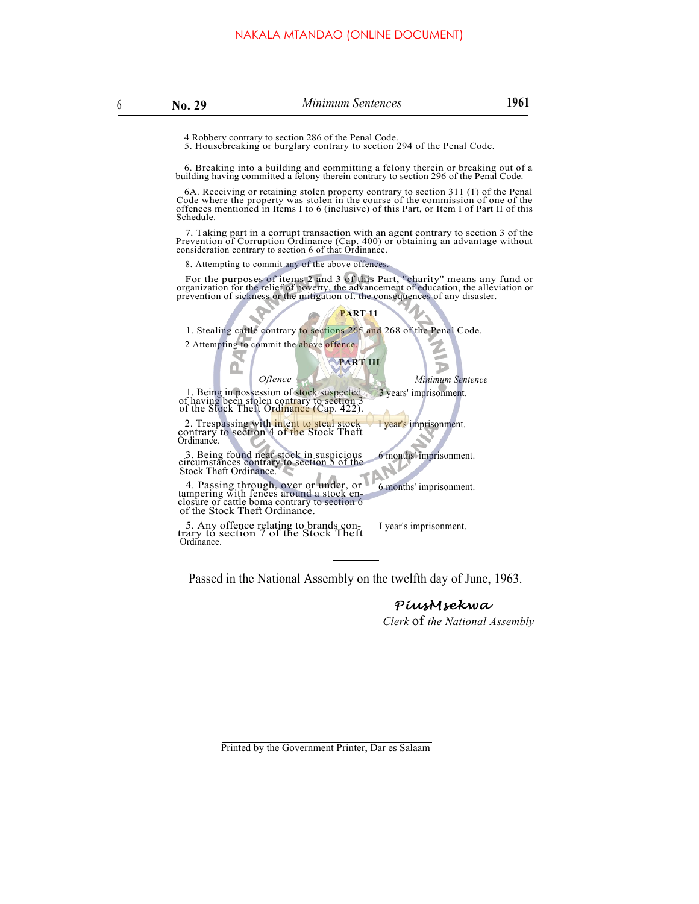4 Robbery contrary to section 286 of the Penal Code.

5. Housebreaking or burglary contrary to section 294 of the Penal Code.

6. Breaking into a building and committing a felony therein or breaking out of a building having committed a felony therein contrary to section 296 of the Penal Code.

6A. Receiving or retaining stolen property contrary to section 311 (1) of the Penal Code where the property was stolen in the course of the commission of one of the offences mentioned in Items I to 6 (inclusive) of this Part, or Item I of Part II of this Schedule.

7. Taking part in a corrupt transaction with an agent contrary to section 3 of the Prevention of Corruption Ordinance (Cap. 400) or obtaining an advantage without consideration contrary to section 6 of that Ordinance.

8. Attempting to commit any of the above offences.

For the purposes of items 2 and 3 of this Part, "charity" means any fund or organization for the relief of poverty, the advancement of education, the alleviation or prevention of sickness or the mitigation of. the consequences of any disaster.

**PART 11**

1. Stealing cattle contrary to sections 265 and 268 of the Penal Code.

2 Attempting to commit the above offence.

**PART III**

| *Offence* | *Minimum Sentence* |
|---|---|
| 1. Being in possession of stock suspected of having been stolen contrary to section 3 of the Stock Theft Ordinance (Cap. 422). | 3 years' imprisonment. |
| 2. Trespassing with intent to steal stock contrary to section 4 of the Stock Theft Ordinance. | I year's imprisonment. |
| 3. Being found near stock in suspicious circumstances contrary to section 5 of the Stock Theft Ordinance. | 6 months' imprisonment. |
| 4. Passing through, over or under, or tampering with fences around a stock enclosure or cattle boma contrary to section 6 of the Stock Theft Ordinance. | 6 months' imprisonment. |
| 5. Any offence relating to brands contrary to section 7 of the Stock Theft Ordinance. | I year's imprisonment. |

Passed in the National Assembly on the twelfth day of June, 1963.

PiusMsekwa

*Clerk of the National Assembly*

Printed by the Government Printer, Dar es Salaam